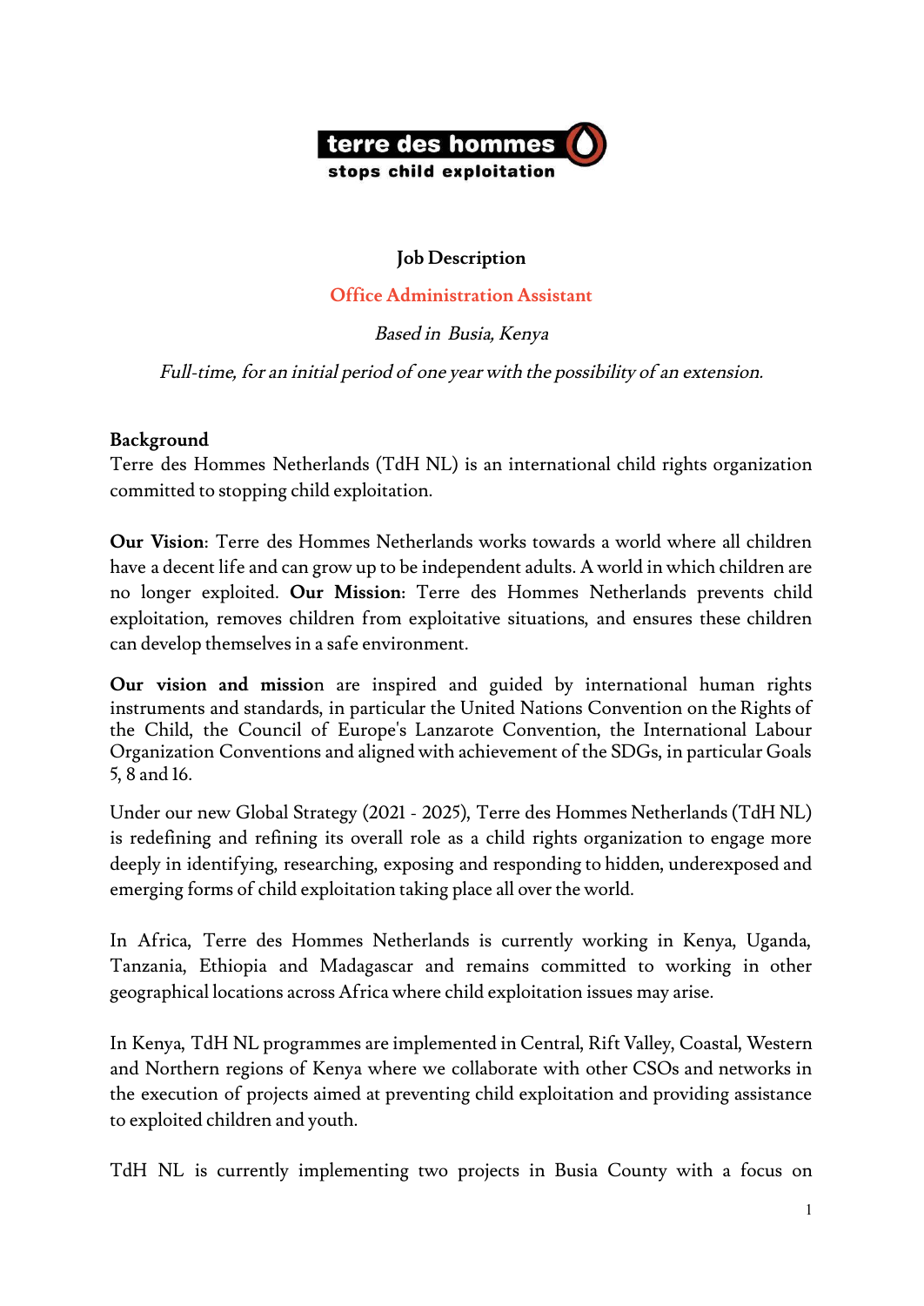**terre des hommes**
**stops child exploitation**

## Job Description

### Office Administration Assistant

*Based in Busia, Kenya*

*Full-time, for an initial period of one year with the possibility of an extension.*

**Background**

Terre des Hommes Netherlands (TdH NL) is an international child rights organization committed to stopping child exploitation.

**Our Vision**: Terre des Hommes Netherlands works towards a world where all children have a decent life and can grow up to be independent adults. A world in which children are no longer exploited. **Our Mission**: Terre des Hommes Netherlands prevents child exploitation, removes children from exploitative situations, and ensures these children can develop themselves in a safe environment.

**Our vision and mission** are inspired and guided by international human rights instruments and standards, in particular the United Nations Convention on the Rights of the Child, the Council of Europe's Lanzarote Convention, the International Labour Organization Conventions and aligned with achievement of the SDGs, in particular Goals 5, 8 and 16.

Under our new Global Strategy (2021 - 2025), Terre des Hommes Netherlands (TdH NL) is redefining and refining its overall role as a child rights organization to engage more deeply in identifying, researching, exposing and responding to hidden, underexposed and emerging forms of child exploitation taking place all over the world.

In Africa, Terre des Hommes Netherlands is currently working in Kenya, Uganda, Tanzania, Ethiopia and Madagascar and remains committed to working in other geographical locations across Africa where child exploitation issues may arise.

In Kenya, TdH NL programmes are implemented in Central, Rift Valley, Coastal, Western and Northern regions of Kenya where we collaborate with other CSOs and networks in the execution of projects aimed at preventing child exploitation and providing assistance to exploited children and youth.

TdH NL is currently implementing two projects in Busia County with a focus on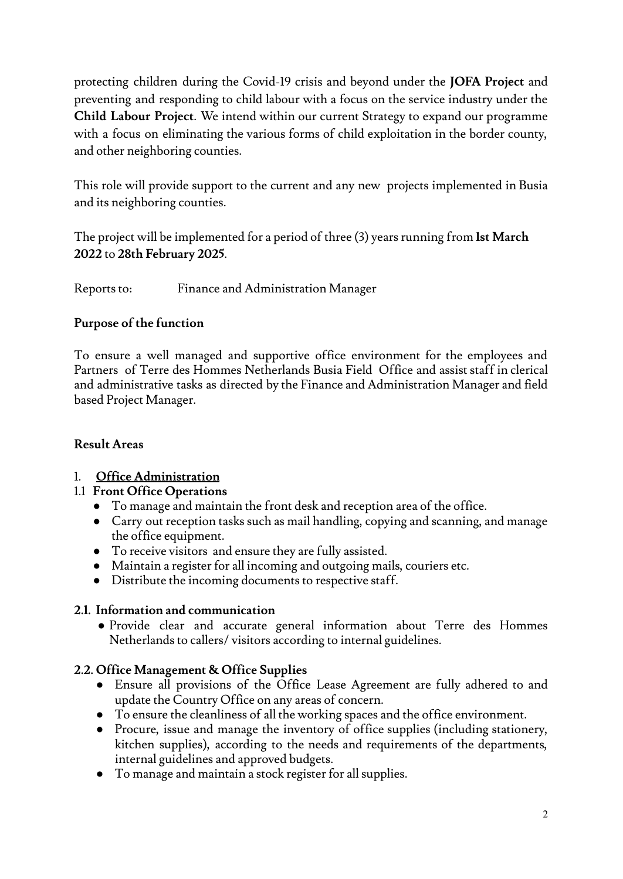protecting children during the Covid-19 crisis and beyond under the **JOFA Project** and preventing and responding to child labour with a focus on the service industry under the **Child Labour Project**. We intend within our current Strategy to expand our programme with a focus on eliminating the various forms of child exploitation in the border county, and other neighboring counties.

This role will provide support to the current and any new projects implemented in Busia and its neighboring counties.

The project will be implemented for a period of three (3) years running from **1st March 2022** to **28th February 2025**.

Reports to: Finance and Administration Manager

**Purpose of the function**

To ensure a well managed and supportive office environment for the employees and Partners of Terre des Hommes Netherlands Busia Field Office and assist staff in clerical and administrative tasks as directed by the Finance and Administration Manager and field based Project Manager.

**Result Areas**

1. **Office Administration**

**1.1 Front Office Operations**

- To manage and maintain the front desk and reception area of the office.
- Carry out reception tasks such as mail handling, copying and scanning, and manage the office equipment.
- To receive visitors and ensure they are fully assisted.
- Maintain a register for all incoming and outgoing mails, couriers etc.
- Distribute the incoming documents to respective staff.

**2.1. Information and communication**

- Provide clear and accurate general information about Terre des Hommes Netherlands to callers/ visitors according to internal guidelines.

**2.2. Office Management & Office Supplies**

- Ensure all provisions of the Office Lease Agreement are fully adhered to and update the Country Office on any areas of concern.
- To ensure the cleanliness of all the working spaces and the office environment.
- Procure, issue and manage the inventory of office supplies (including stationery, kitchen supplies), according to the needs and requirements of the departments, internal guidelines and approved budgets.
- To manage and maintain a stock register for all supplies.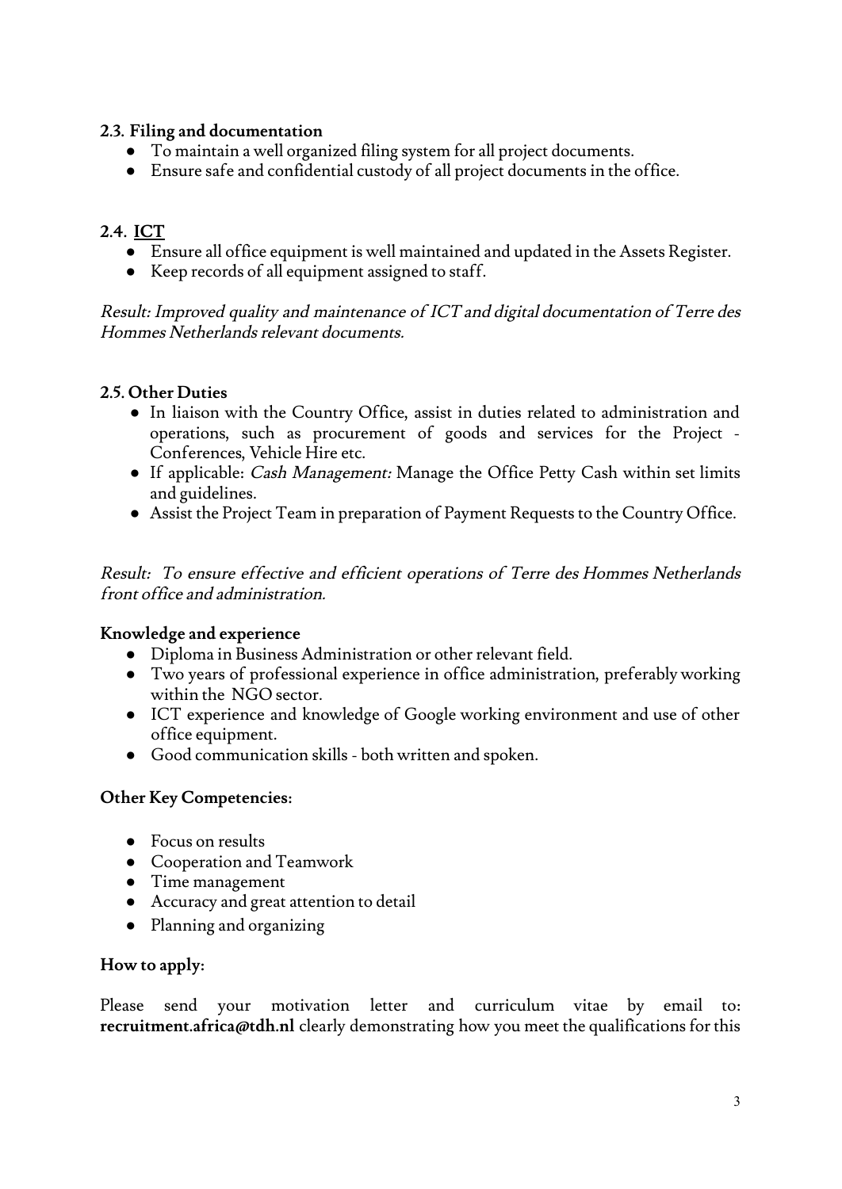### 2.3. Filing and documentation

- To maintain a well organized filing system for all project documents.
- Ensure safe and confidential custody of all project documents in the office.

### 2.4. ICT

- Ensure all office equipment is well maintained and updated in the Assets Register.
- Keep records of all equipment assigned to staff.

*Result: Improved quality and maintenance of ICT and digital documentation of Terre des Hommes Netherlands relevant documents.*

### 2.5. Other Duties

- In liaison with the Country Office, assist in duties related to administration and operations, such as procurement of goods and services for the Project - Conferences, Vehicle Hire etc.
- If applicable: *Cash Management:* Manage the Office Petty Cash within set limits and guidelines.
- Assist the Project Team in preparation of Payment Requests to the Country Office.

*Result: To ensure effective and efficient operations of Terre des Hommes Netherlands front office and administration.*

### Knowledge and experience

- Diploma in Business Administration or other relevant field.
- Two years of professional experience in office administration, preferably working within the NGO sector.
- ICT experience and knowledge of Google working environment and use of other office equipment.
- Good communication skills - both written and spoken.

### Other Key Competencies:

- Focus on results
- Cooperation and Teamwork
- Time management
- Accuracy and great attention to detail
- Planning and organizing

### How to apply:

Please send your motivation letter and curriculum vitae by email to: **recruitment.africa@tdh.nl** clearly demonstrating how you meet the qualifications for this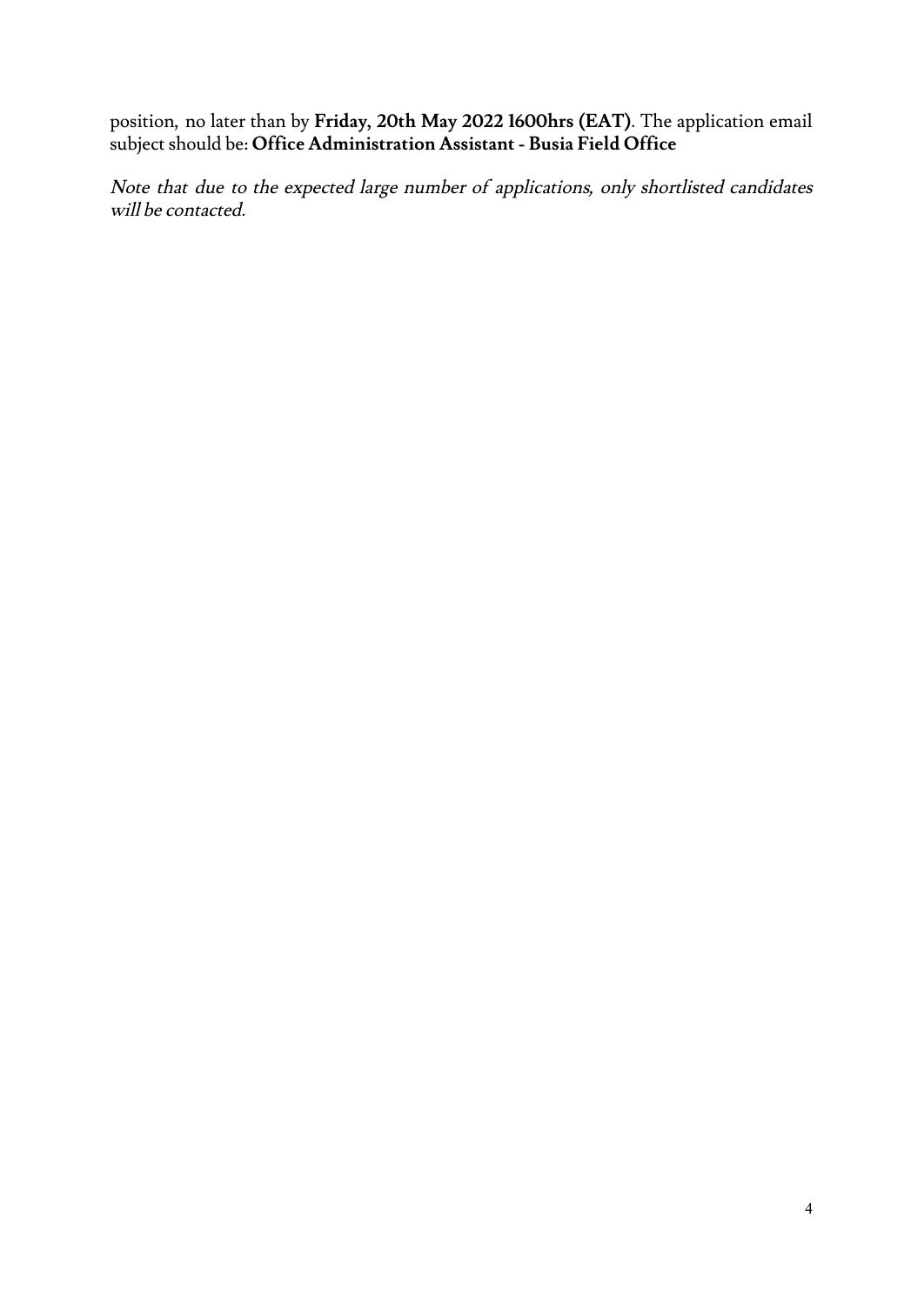position, no later than by **Friday, 20th May 2022 1600hrs (EAT)**. The application email subject should be: **Office Administration Assistant - Busia Field Office**

*Note that due to the expected large number of applications, only shortlisted candidates will be contacted.*